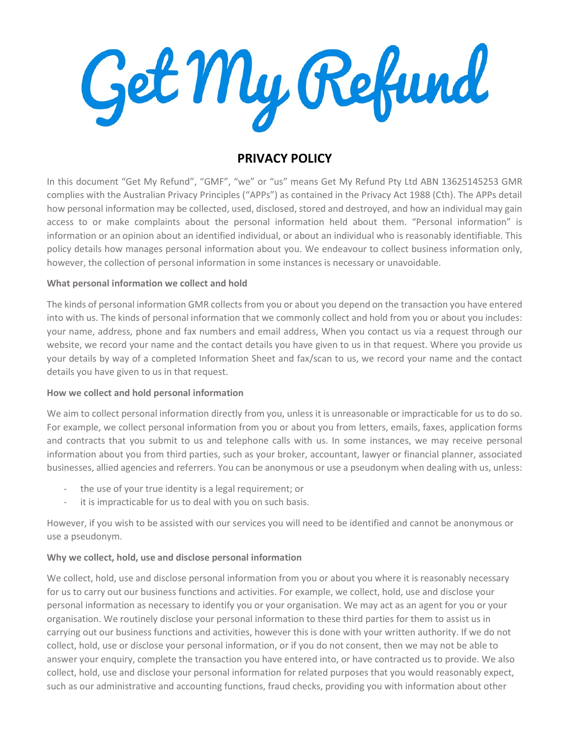# Get My Refund

## PRIVACY POLICY

In this document "Get My Refund", "GMF", "we" or "us" means Get My Refund Pty Ltd ABN 13625145253 GMR complies with the Australian Privacy Principles ("APPs") as contained in the Privacy Act 1988 (Cth). The APPs detail how personal information may be collected, used, disclosed, stored and destroyed, and how an individual may gain access to or make complaints about the personal information held about them. "Personal information" is information or an opinion about an identified individual, or about an individual who is reasonably identifiable. This policy details how manages personal information about you. We endeavour to collect business information only, however, the collection of personal information in some instances is necessary or unavoidable.

**What personal information we collect and hold**

The kinds of personal information GMR collects from you or about you depend on the transaction you have entered into with us. The kinds of personal information that we commonly collect and hold from you or about you includes: your name, address, phone and fax numbers and email address, When you contact us via a request through our website, we record your name and the contact details you have given to us in that request. Where you provide us your details by way of a completed Information Sheet and fax/scan to us, we record your name and the contact details you have given to us in that request.

**How we collect and hold personal information**

We aim to collect personal information directly from you, unless it is unreasonable or impracticable for us to do so. For example, we collect personal information from you or about you from letters, emails, faxes, application forms and contracts that you submit to us and telephone calls with us. In some instances, we may receive personal information about you from third parties, such as your broker, accountant, lawyer or financial planner, associated businesses, allied agencies and referrers. You can be anonymous or use a pseudonym when dealing with us, unless:

- the use of your true identity is a legal requirement; or
- it is impracticable for us to deal with you on such basis.

However, if you wish to be assisted with our services you will need to be identified and cannot be anonymous or use a pseudonym.

**Why we collect, hold, use and disclose personal information**

We collect, hold, use and disclose personal information from you or about you where it is reasonably necessary for us to carry out our business functions and activities. For example, we collect, hold, use and disclose your personal information as necessary to identify you or your organisation. We may act as an agent for you or your organisation. We routinely disclose your personal information to these third parties for them to assist us in carrying out our business functions and activities, however this is done with your written authority. If we do not collect, hold, use or disclose your personal information, or if you do not consent, then we may not be able to answer your enquiry, complete the transaction you have entered into, or have contracted us to provide. We also collect, hold, use and disclose your personal information for related purposes that you would reasonably expect, such as our administrative and accounting functions, fraud checks, providing you with information about other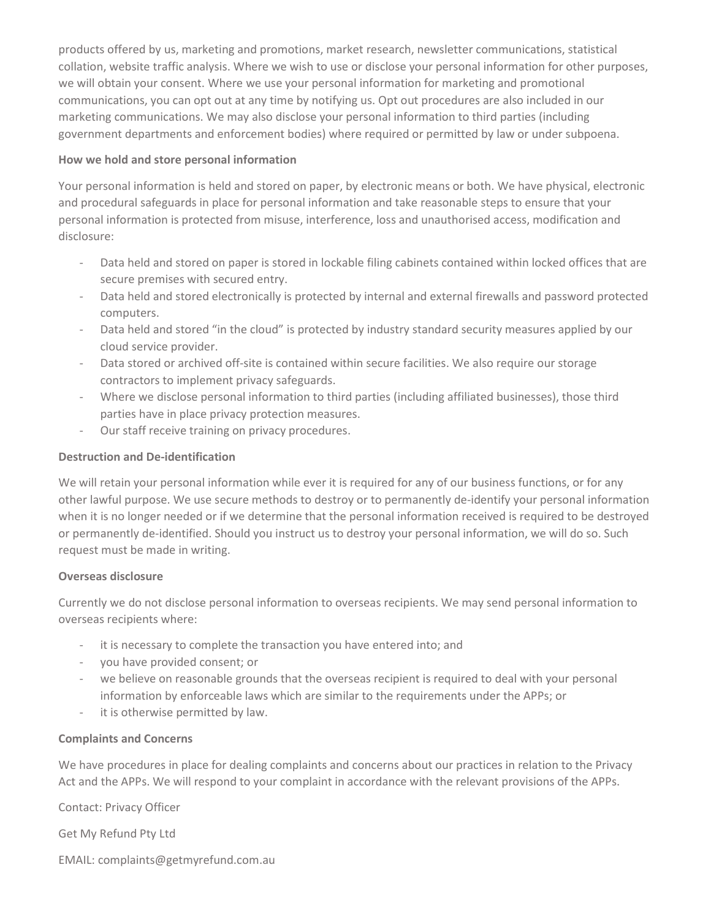products offered by us, marketing and promotions, market research, newsletter communications, statistical collation, website traffic analysis. Where we wish to use or disclose your personal information for other purposes, we will obtain your consent. Where we use your personal information for marketing and promotional communications, you can opt out at any time by notifying us. Opt out procedures are also included in our marketing communications. We may also disclose your personal information to third parties (including government departments and enforcement bodies) where required or permitted by law or under subpoena.

**How we hold and store personal information**

Your personal information is held and stored on paper, by electronic means or both. We have physical, electronic and procedural safeguards in place for personal information and take reasonable steps to ensure that your personal information is protected from misuse, interference, loss and unauthorised access, modification and disclosure:

- Data held and stored on paper is stored in lockable filing cabinets contained within locked offices that are secure premises with secured entry.
- Data held and stored electronically is protected by internal and external firewalls and password protected computers.
- Data held and stored "in the cloud" is protected by industry standard security measures applied by our cloud service provider.
- Data stored or archived off-site is contained within secure facilities. We also require our storage contractors to implement privacy safeguards.
- Where we disclose personal information to third parties (including affiliated businesses), those third parties have in place privacy protection measures.
- Our staff receive training on privacy procedures.

**Destruction and De-identification**

We will retain your personal information while ever it is required for any of our business functions, or for any other lawful purpose. We use secure methods to destroy or to permanently de-identify your personal information when it is no longer needed or if we determine that the personal information received is required to be destroyed or permanently de-identified. Should you instruct us to destroy your personal information, we will do so. Such request must be made in writing.

**Overseas disclosure**

Currently we do not disclose personal information to overseas recipients. We may send personal information to overseas recipients where:

- it is necessary to complete the transaction you have entered into; and
- you have provided consent; or
- we believe on reasonable grounds that the overseas recipient is required to deal with your personal information by enforceable laws which are similar to the requirements under the APPs; or
- it is otherwise permitted by law.

**Complaints and Concerns**

We have procedures in place for dealing complaints and concerns about our practices in relation to the Privacy Act and the APPs. We will respond to your complaint in accordance with the relevant provisions of the APPs.

Contact: Privacy Officer

Get My Refund Pty Ltd

EMAIL: complaints@getmyrefund.com.au